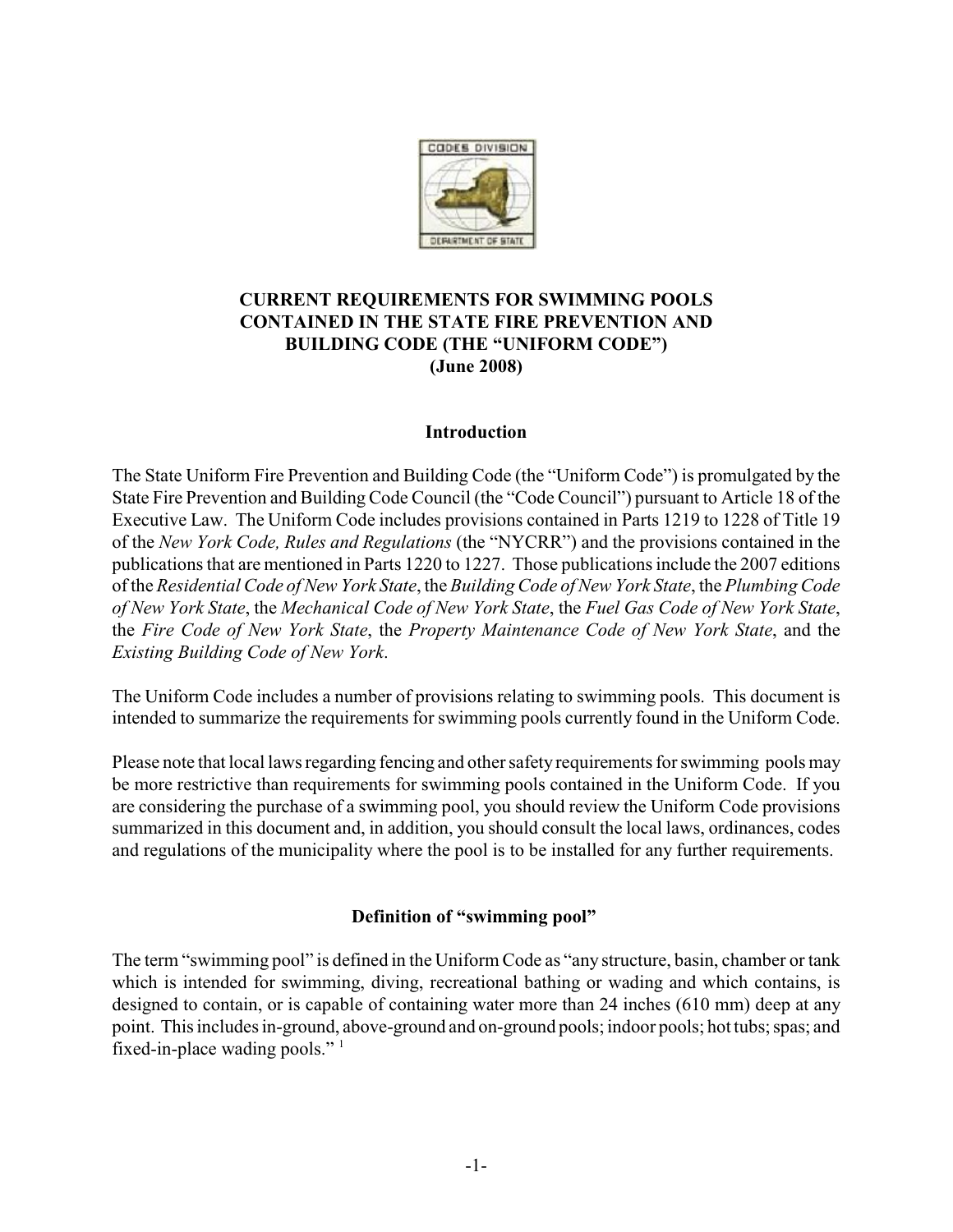# CURRENT REQUIREMENTS FOR SWIMMING POOLS CONTAINED IN THE STATE FIRE PREVENTION AND BUILDING CODE (THE "UNIFORM CODE") (June 2008)

## Introduction

The State Uniform Fire Prevention and Building Code (the "Uniform Code") is promulgated by the State Fire Prevention and Building Code Council (the "Code Council") pursuant to Article 18 of the Executive Law. The Uniform Code includes provisions contained in Parts 1219 to 1228 of Title 19 of the *New York Code, Rules and Regulations* (the "NYCRR") and the provisions contained in the publications that are mentioned in Parts 1220 to 1227. Those publications include the 2007 editions of the *Residential Code of New York State*, the *Building Code of New York State*, the *Plumbing Code of New York State*, the *Mechanical Code of New York State*, the *Fuel Gas Code of New York State*, the *Fire Code of New York State*, the *Property Maintenance Code of New York State*, and the *Existing Building Code of New York*.

The Uniform Code includes a number of provisions relating to swimming pools. This document is intended to summarize the requirements for swimming pools currently found in the Uniform Code.

Please note that local laws regarding fencing and other safety requirements for swimming pools may be more restrictive than requirements for swimming pools contained in the Uniform Code. If you are considering the purchase of a swimming pool, you should review the Uniform Code provisions summarized in this document and, in addition, you should consult the local laws, ordinances, codes and regulations of the municipality where the pool is to be installed for any further requirements.

## Definition of "swimming pool"

The term "swimming pool" is defined in the Uniform Code as "any structure, basin, chamber or tank which is intended for swimming, diving, recreational bathing or wading and which contains, is designed to contain, or is capable of containing water more than 24 inches (610 mm) deep at any point. This includes in-ground, above-ground and on-ground pools; indoor pools; hot tubs; spas; and fixed-in-place wading pools." [1]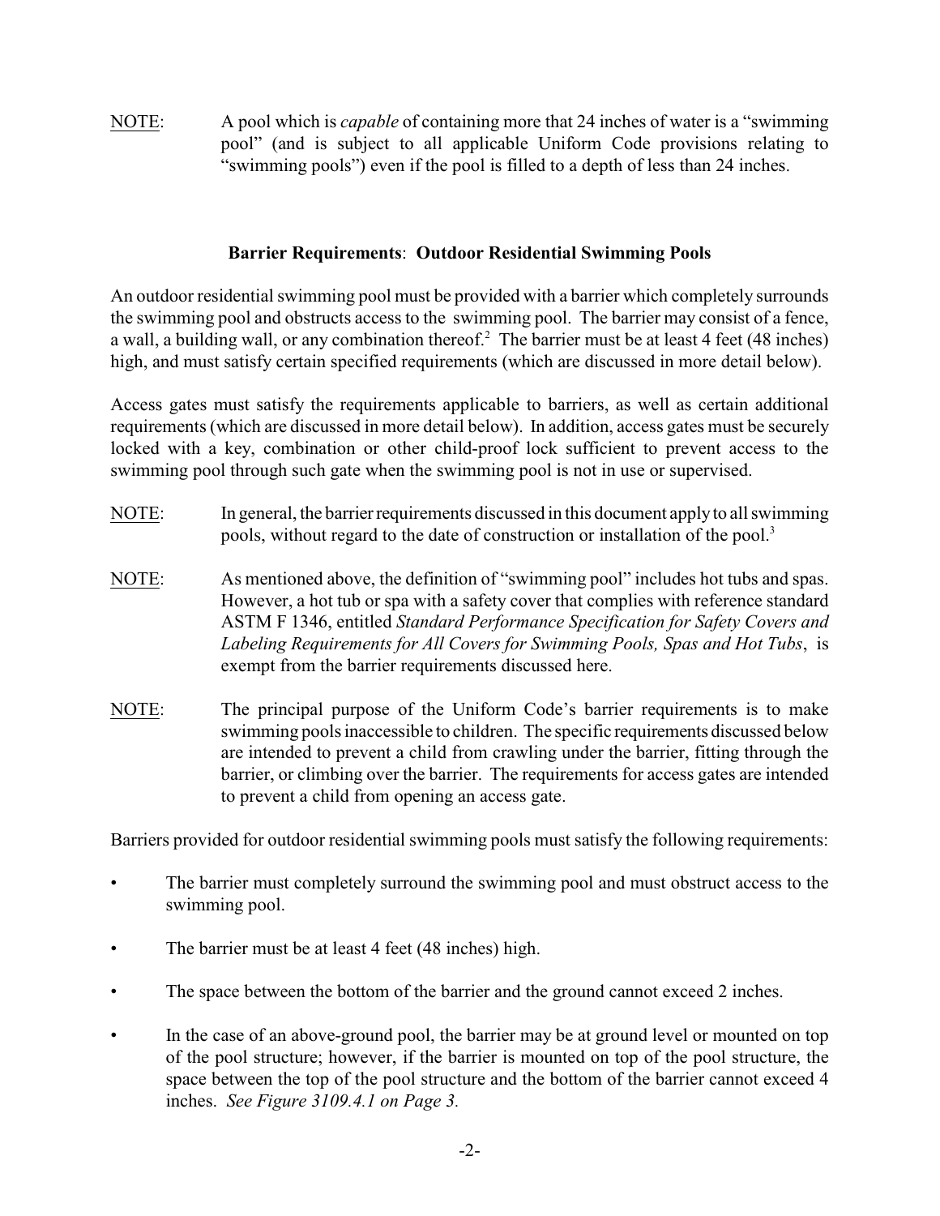NOTE: A pool which is *capable* of containing more that 24 inches of water is a "swimming pool" (and is subject to all applicable Uniform Code provisions relating to "swimming pools") even if the pool is filled to a depth of less than 24 inches.

**Barrier Requirements**: **Outdoor Residential Swimming Pools**

An outdoor residential swimming pool must be provided with a barrier which completely surrounds the swimming pool and obstructs access to the swimming pool. The barrier may consist of a fence, a wall, a building wall, or any combination thereof.[2] The barrier must be at least 4 feet (48 inches) high, and must satisfy certain specified requirements (which are discussed in more detail below).

Access gates must satisfy the requirements applicable to barriers, as well as certain additional requirements (which are discussed in more detail below). In addition, access gates must be securely locked with a key, combination or other child-proof lock sufficient to prevent access to the swimming pool through such gate when the swimming pool is not in use or supervised.

NOTE: In general, the barrier requirements discussed in this document apply to all swimming pools, without regard to the date of construction or installation of the pool.[3]

NOTE: As mentioned above, the definition of "swimming pool" includes hot tubs and spas. However, a hot tub or spa with a safety cover that complies with reference standard ASTM F 1346, entitled *Standard Performance Specification for Safety Covers and Labeling Requirements for All Covers for Swimming Pools, Spas and Hot Tubs*, is exempt from the barrier requirements discussed here.

NOTE: The principal purpose of the Uniform Code's barrier requirements is to make swimming pools inaccessible to children. The specific requirements discussed below are intended to prevent a child from crawling under the barrier, fitting through the barrier, or climbing over the barrier. The requirements for access gates are intended to prevent a child from opening an access gate.

Barriers provided for outdoor residential swimming pools must satisfy the following requirements:

- The barrier must completely surround the swimming pool and must obstruct access to the swimming pool.
- The barrier must be at least 4 feet (48 inches) high.
- The space between the bottom of the barrier and the ground cannot exceed 2 inches.
- In the case of an above-ground pool, the barrier may be at ground level or mounted on top of the pool structure; however, if the barrier is mounted on top of the pool structure, the space between the top of the pool structure and the bottom of the barrier cannot exceed 4 inches. *See Figure 3109.4.1 on Page 3.*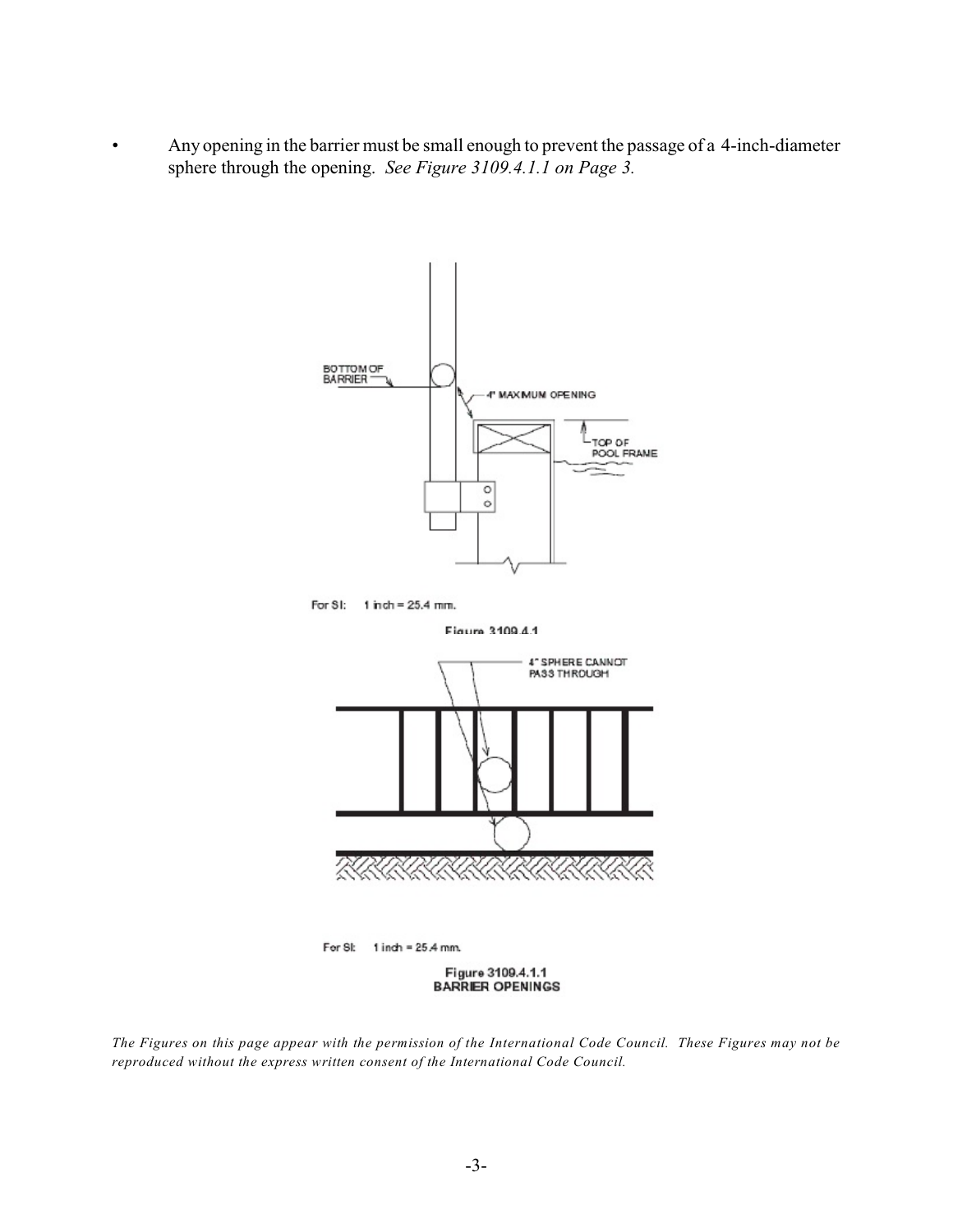- Any opening in the barrier must be small enough to prevent the passage of a 4-inch-diameter sphere through the opening. *See Figure 3109.4.1.1 on Page 3.*

For SI: 1 inch = 25.4 mm.

Figure 3109.4.1

For SI: 1 inch = 25.4 mm.

**Figure 3109.4.1.1**
**BARRIER OPENINGS**

*The Figures on this page appear with the permission of the International Code Council. These Figures may not be reproduced without the express written consent of the International Code Council.*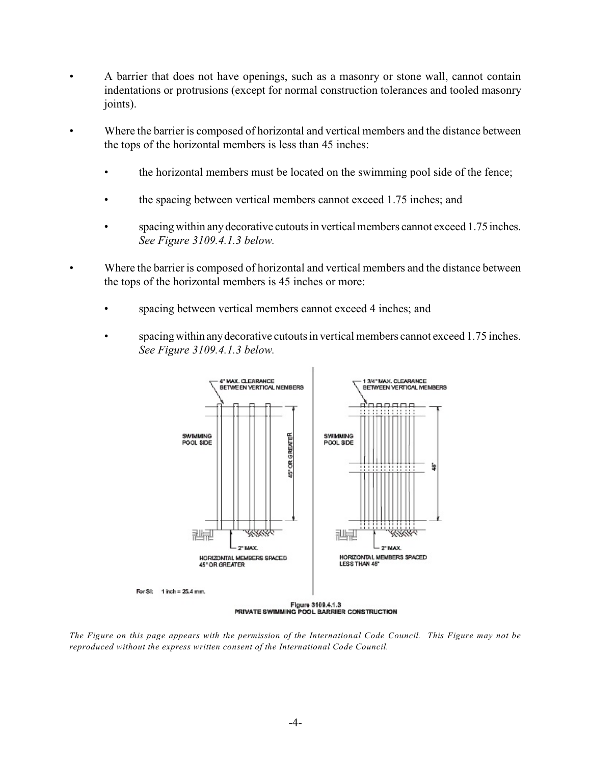- A barrier that does not have openings, such as a masonry or stone wall, cannot contain indentations or protrusions (except for normal construction tolerances and tooled masonry joints).

- Where the barrier is composed of horizontal and vertical members and the distance between the tops of the horizontal members is less than 45 inches:

  - the horizontal members must be located on the swimming pool side of the fence;

  - the spacing between vertical members cannot exceed 1.75 inches; and

  - spacing within any decorative cutouts in vertical members cannot exceed 1.75 inches. *See Figure 3109.4.1.3 below.*

- Where the barrier is composed of horizontal and vertical members and the distance between the tops of the horizontal members is 45 inches or more:

  - spacing between vertical members cannot exceed 4 inches; and

  - spacing within any decorative cutouts in vertical members cannot exceed 1.75 inches. *See Figure 3109.4.1.3 below.*

4" MAX. CLEARANCE BETWEEN VERTICAL MEMBERS

SWIMMING POOL SIDE

45" OR GREATER

2" MAX.

HORIZONTAL MEMBERS SPACED 45" OR GREATER

1 3/4" MAX. CLEARANCE BETWEEN VERTICAL MEMBERS

SWIMMING POOL SIDE

48"

2" MAX.

HORIZONTAL MEMBERS SPACED LESS THAN 45"

For SI: 1 inch = 25.4 mm.

Figure 3109.4.1.3
PRIVATE SWIMMING POOL BARRIER CONSTRUCTION

*The Figure on this page appears with the permission of the International Code Council. This Figure may not be reproduced without the express written consent of the International Code Council.*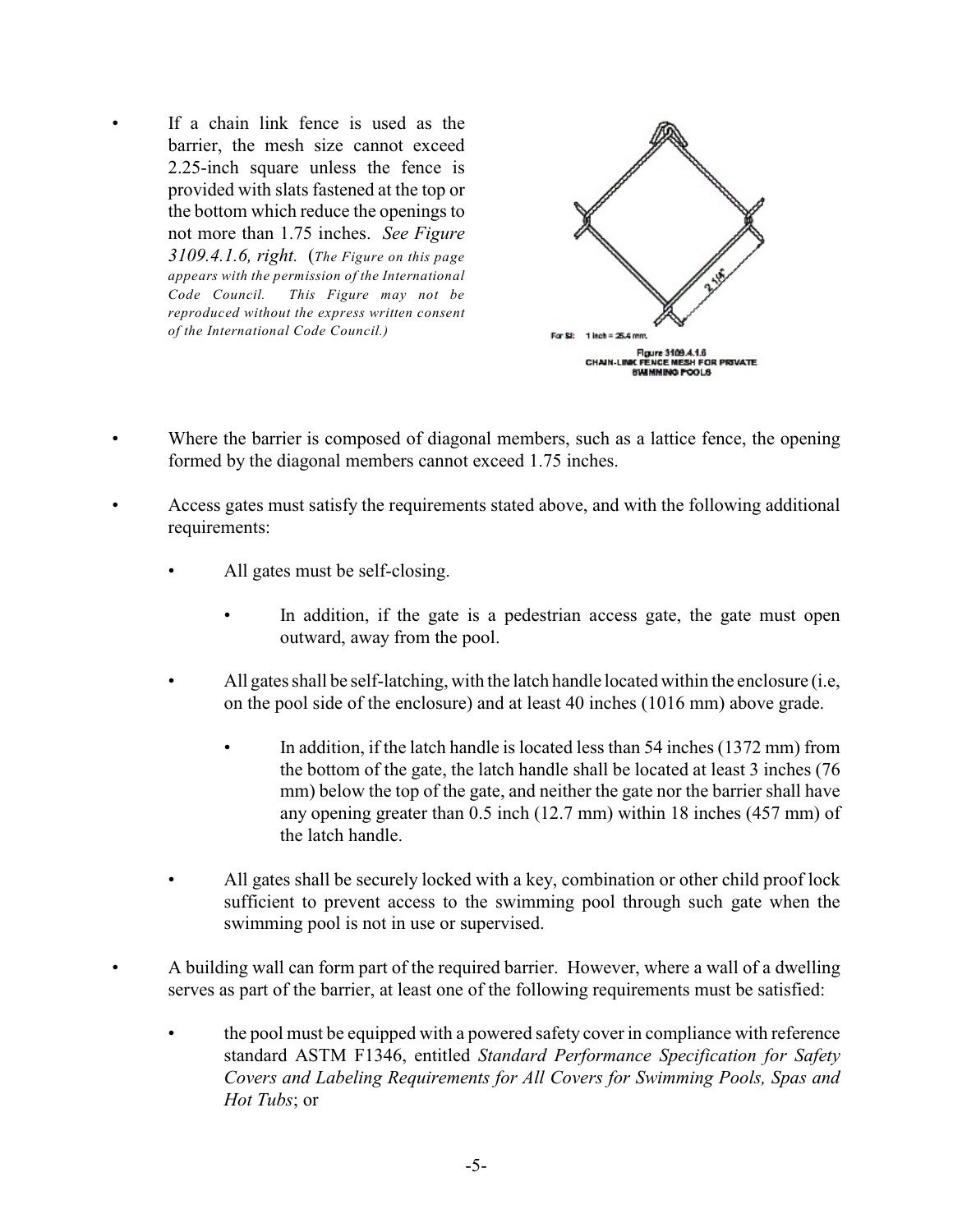- If a chain link fence is used as the barrier, the mesh size cannot exceed 2.25-inch square unless the fence is provided with slats fastened at the top or the bottom which reduce the openings to not more than 1.75 inches. *See Figure 3109.4.1.6, right.* (*The Figure on this page appears with the permission of the International Code Council. This Figure may not be reproduced without the express written consent of the International Code Council.)*

For SI: 1 inch = 25.4 mm.

Figure 3109.4.1.6
CHAIN-LINK FENCE MESH FOR PRIVATE SWIMMING POOLS

- Where the barrier is composed of diagonal members, such as a lattice fence, the opening formed by the diagonal members cannot exceed 1.75 inches.

- Access gates must satisfy the requirements stated above, and with the following additional requirements:

  - All gates must be self-closing.

    - In addition, if the gate is a pedestrian access gate, the gate must open outward, away from the pool.

  - All gates shall be self-latching, with the latch handle located within the enclosure (i.e, on the pool side of the enclosure) and at least 40 inches (1016 mm) above grade.

    - In addition, if the latch handle is located less than 54 inches (1372 mm) from the bottom of the gate, the latch handle shall be located at least 3 inches (76 mm) below the top of the gate, and neither the gate nor the barrier shall have any opening greater than 0.5 inch (12.7 mm) within 18 inches (457 mm) of the latch handle.

  - All gates shall be securely locked with a key, combination or other child proof lock sufficient to prevent access to the swimming pool through such gate when the swimming pool is not in use or supervised.

- A building wall can form part of the required barrier. However, where a wall of a dwelling serves as part of the barrier, at least one of the following requirements must be satisfied:

  - the pool must be equipped with a powered safety cover in compliance with reference standard ASTM F1346, entitled *Standard Performance Specification for Safety Covers and Labeling Requirements for All Covers for Swimming Pools, Spas and Hot Tubs*; or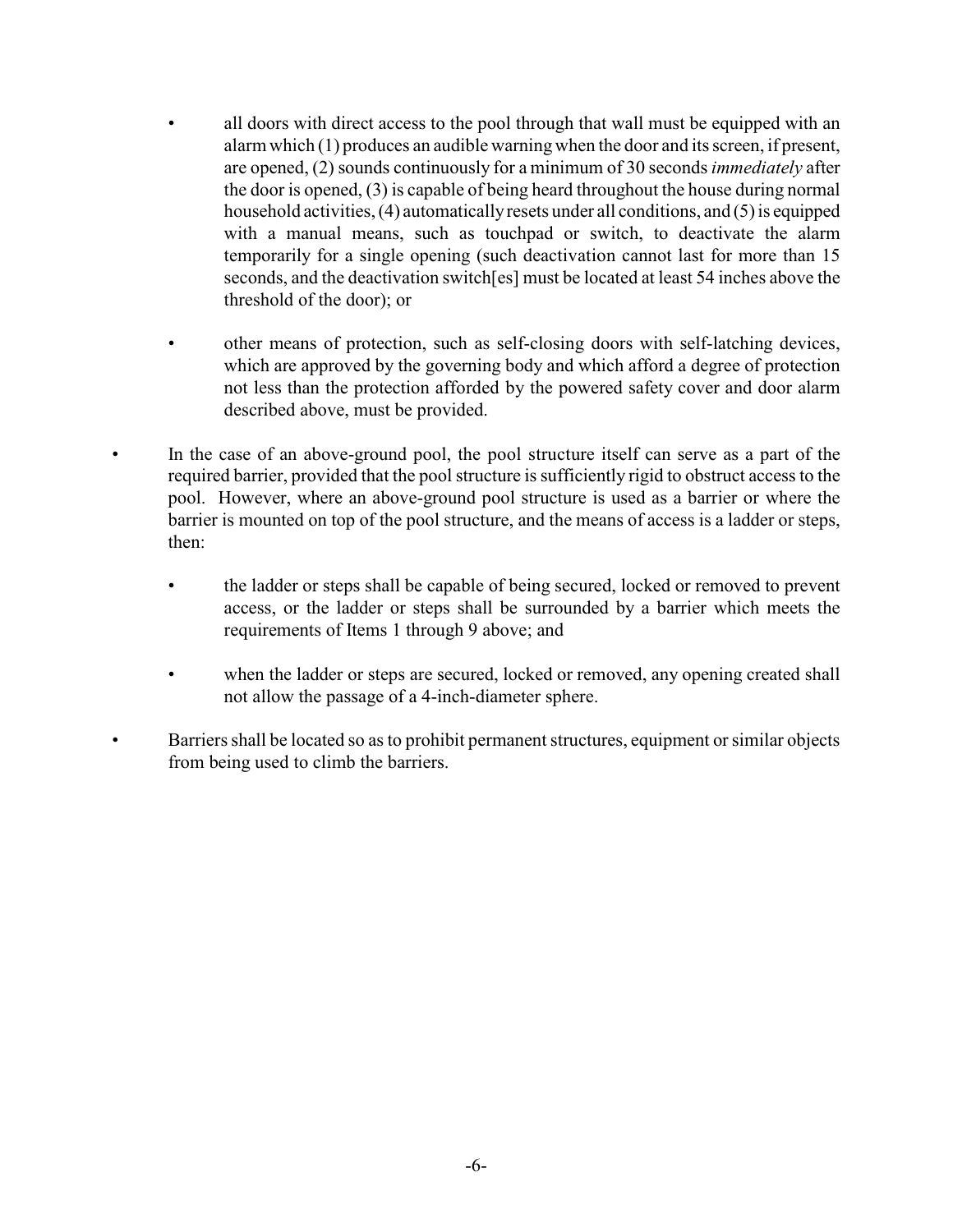- all doors with direct access to the pool through that wall must be equipped with an alarm which (1) produces an audible warning when the door and its screen, if present, are opened, (2) sounds continuously for a minimum of 30 seconds *immediately* after the door is opened, (3) is capable of being heard throughout the house during normal household activities, (4) automatically resets under all conditions, and (5) is equipped with a manual means, such as touchpad or switch, to deactivate the alarm temporarily for a single opening (such deactivation cannot last for more than 15 seconds, and the deactivation switch[es] must be located at least 54 inches above the threshold of the door); or

  - other means of protection, such as self-closing doors with self-latching devices, which are approved by the governing body and which afford a degree of protection not less than the protection afforded by the powered safety cover and door alarm described above, must be provided.

- In the case of an above-ground pool, the pool structure itself can serve as a part of the required barrier, provided that the pool structure is sufficiently rigid to obstruct access to the pool. However, where an above-ground pool structure is used as a barrier or where the barrier is mounted on top of the pool structure, and the means of access is a ladder or steps, then:

  - the ladder or steps shall be capable of being secured, locked or removed to prevent access, or the ladder or steps shall be surrounded by a barrier which meets the requirements of Items 1 through 9 above; and

  - when the ladder or steps are secured, locked or removed, any opening created shall not allow the passage of a 4-inch-diameter sphere.

- Barriers shall be located so as to prohibit permanent structures, equipment or similar objects from being used to climb the barriers.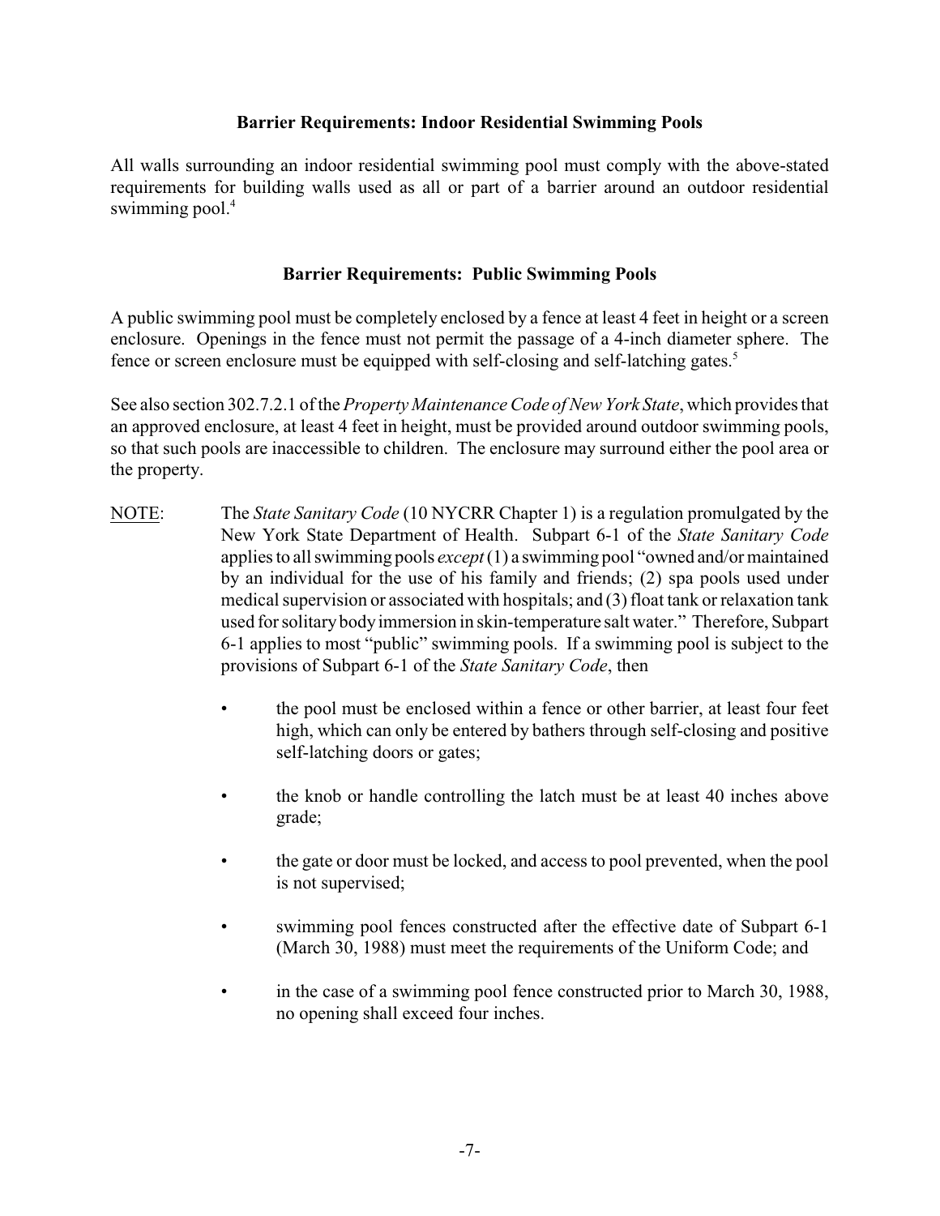### Barrier Requirements: Indoor Residential Swimming Pools

All walls surrounding an indoor residential swimming pool must comply with the above-stated requirements for building walls used as all or part of a barrier around an outdoor residential swimming pool.[4]

### Barrier Requirements: Public Swimming Pools

A public swimming pool must be completely enclosed by a fence at least 4 feet in height or a screen enclosure. Openings in the fence must not permit the passage of a 4-inch diameter sphere. The fence or screen enclosure must be equipped with self-closing and self-latching gates.[5]

See also section 302.7.2.1 of the *Property Maintenance Code of New York State*, which provides that an approved enclosure, at least 4 feet in height, must be provided around outdoor swimming pools, so that such pools are inaccessible to children. The enclosure may surround either the pool area or the property.

NOTE: The *State Sanitary Code* (10 NYCRR Chapter 1) is a regulation promulgated by the New York State Department of Health. Subpart 6-1 of the *State Sanitary Code* applies to all swimming pools *except* (1) a swimming pool "owned and/or maintained by an individual for the use of his family and friends; (2) spa pools used under medical supervision or associated with hospitals; and (3) float tank or relaxation tank used for solitary body immersion in skin-temperature salt water." Therefore, Subpart 6-1 applies to most "public" swimming pools. If a swimming pool is subject to the provisions of Subpart 6-1 of the *State Sanitary Code*, then

- the pool must be enclosed within a fence or other barrier, at least four feet high, which can only be entered by bathers through self-closing and positive self-latching doors or gates;
- the knob or handle controlling the latch must be at least 40 inches above grade;
- the gate or door must be locked, and access to pool prevented, when the pool is not supervised;
- swimming pool fences constructed after the effective date of Subpart 6-1 (March 30, 1988) must meet the requirements of the Uniform Code; and
- in the case of a swimming pool fence constructed prior to March 30, 1988, no opening shall exceed four inches.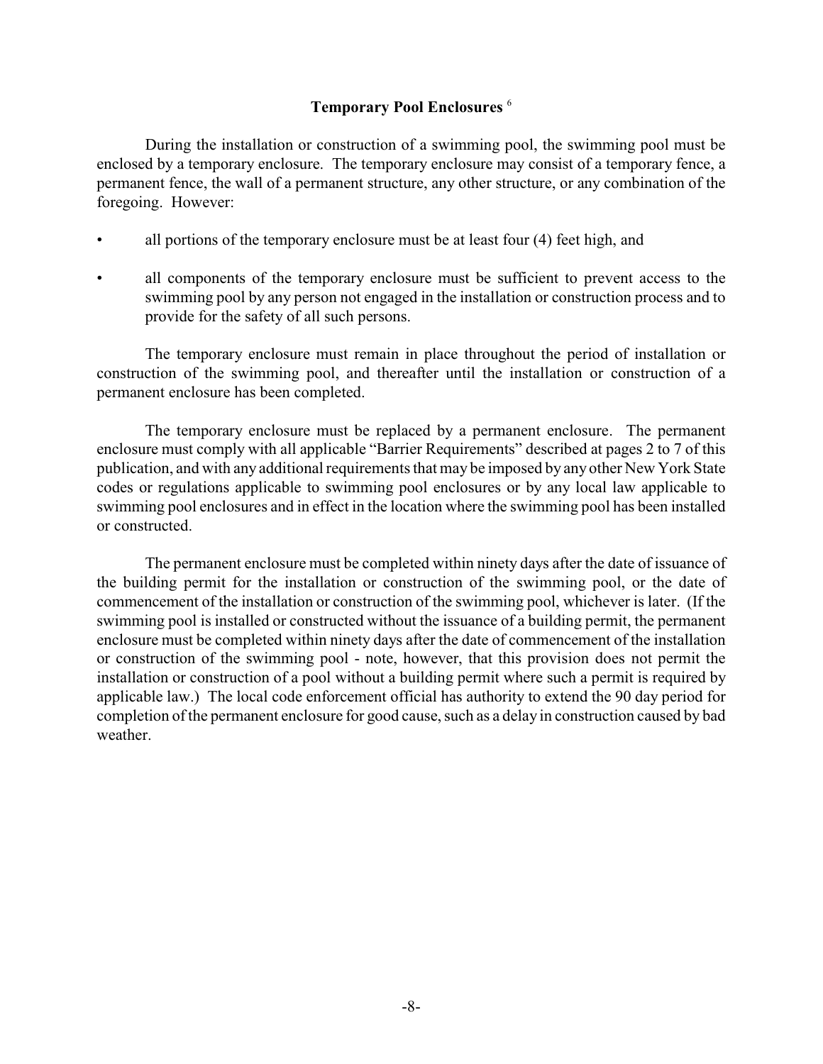## Temporary Pool Enclosures [6]

During the installation or construction of a swimming pool, the swimming pool must be enclosed by a temporary enclosure. The temporary enclosure may consist of a temporary fence, a permanent fence, the wall of a permanent structure, any other structure, or any combination of the foregoing. However:

- all portions of the temporary enclosure must be at least four (4) feet high, and
- all components of the temporary enclosure must be sufficient to prevent access to the swimming pool by any person not engaged in the installation or construction process and to provide for the safety of all such persons.

The temporary enclosure must remain in place throughout the period of installation or construction of the swimming pool, and thereafter until the installation or construction of a permanent enclosure has been completed.

The temporary enclosure must be replaced by a permanent enclosure. The permanent enclosure must comply with all applicable "Barrier Requirements" described at pages 2 to 7 of this publication, and with any additional requirements that may be imposed by any other New York State codes or regulations applicable to swimming pool enclosures or by any local law applicable to swimming pool enclosures and in effect in the location where the swimming pool has been installed or constructed.

The permanent enclosure must be completed within ninety days after the date of issuance of the building permit for the installation or construction of the swimming pool, or the date of commencement of the installation or construction of the swimming pool, whichever is later. (If the swimming pool is installed or constructed without the issuance of a building permit, the permanent enclosure must be completed within ninety days after the date of commencement of the installation or construction of the swimming pool - note, however, that this provision does not permit the installation or construction of a pool without a building permit where such a permit is required by applicable law.) The local code enforcement official has authority to extend the 90 day period for completion of the permanent enclosure for good cause, such as a delay in construction caused by bad weather.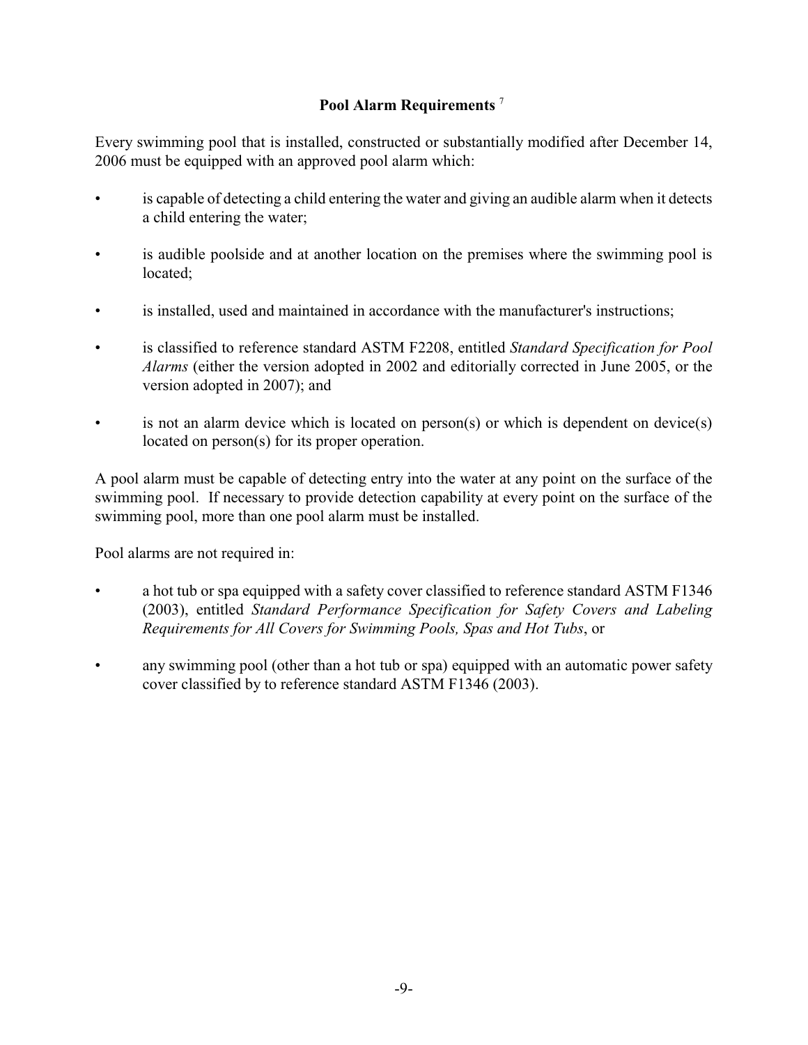## Pool Alarm Requirements [7]

Every swimming pool that is installed, constructed or substantially modified after December 14, 2006 must be equipped with an approved pool alarm which:

- is capable of detecting a child entering the water and giving an audible alarm when it detects a child entering the water;
- is audible poolside and at another location on the premises where the swimming pool is located;
- is installed, used and maintained in accordance with the manufacturer's instructions;
- is classified to reference standard ASTM F2208, entitled *Standard Specification for Pool Alarms* (either the version adopted in 2002 and editorially corrected in June 2005, or the version adopted in 2007); and
- is not an alarm device which is located on person(s) or which is dependent on device(s) located on person(s) for its proper operation.

A pool alarm must be capable of detecting entry into the water at any point on the surface of the swimming pool. If necessary to provide detection capability at every point on the surface of the swimming pool, more than one pool alarm must be installed.

Pool alarms are not required in:

- a hot tub or spa equipped with a safety cover classified to reference standard ASTM F1346 (2003), entitled *Standard Performance Specification for Safety Covers and Labeling Requirements for All Covers for Swimming Pools, Spas and Hot Tubs*, or
- any swimming pool (other than a hot tub or spa) equipped with an automatic power safety cover classified by to reference standard ASTM F1346 (2003).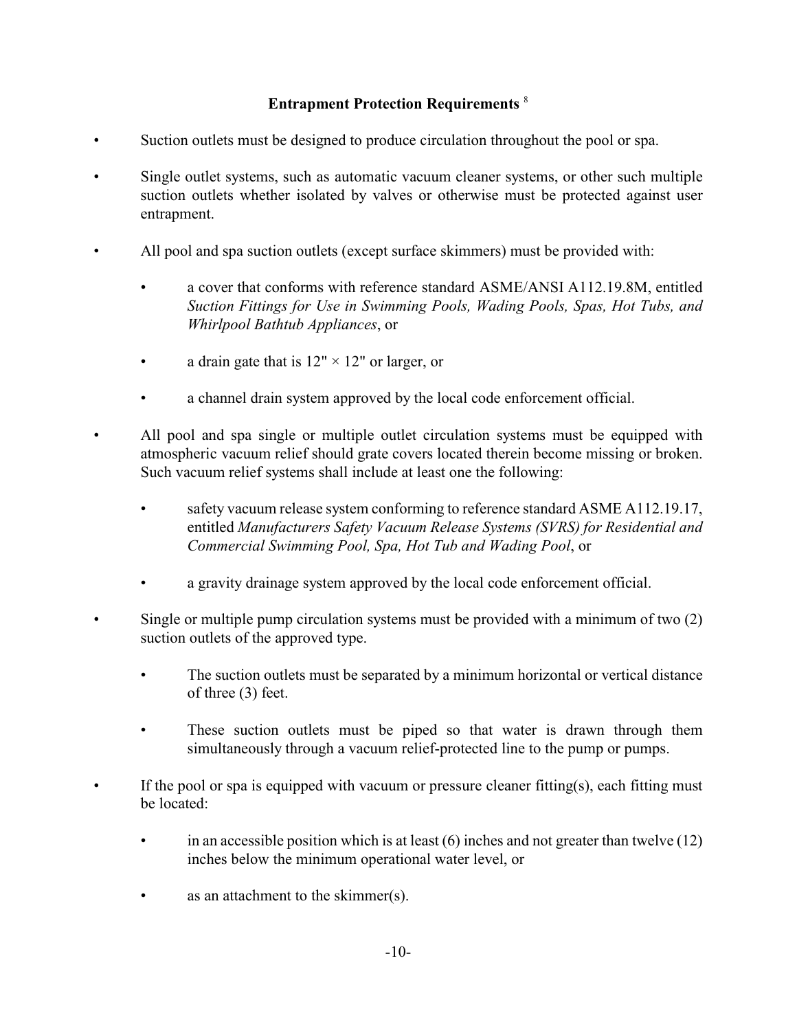## Entrapment Protection Requirements [8]

- Suction outlets must be designed to produce circulation throughout the pool or spa.
- Single outlet systems, such as automatic vacuum cleaner systems, or other such multiple suction outlets whether isolated by valves or otherwise must be protected against user entrapment.
- All pool and spa suction outlets (except surface skimmers) must be provided with:
  - a cover that conforms with reference standard ASME/ANSI A112.19.8M, entitled *Suction Fittings for Use in Swimming Pools, Wading Pools, Spas, Hot Tubs, and Whirlpool Bathtub Appliances*, or
  - a drain gate that is 12" × 12" or larger, or
  - a channel drain system approved by the local code enforcement official.
- All pool and spa single or multiple outlet circulation systems must be equipped with atmospheric vacuum relief should grate covers located therein become missing or broken. Such vacuum relief systems shall include at least one the following:
  - safety vacuum release system conforming to reference standard ASME A112.19.17, entitled *Manufacturers Safety Vacuum Release Systems (SVRS) for Residential and Commercial Swimming Pool, Spa, Hot Tub and Wading Pool*, or
  - a gravity drainage system approved by the local code enforcement official.
- Single or multiple pump circulation systems must be provided with a minimum of two (2) suction outlets of the approved type.
  - The suction outlets must be separated by a minimum horizontal or vertical distance of three (3) feet.
  - These suction outlets must be piped so that water is drawn through them simultaneously through a vacuum relief-protected line to the pump or pumps.
- If the pool or spa is equipped with vacuum or pressure cleaner fitting(s), each fitting must be located:
  - in an accessible position which is at least (6) inches and not greater than twelve (12) inches below the minimum operational water level, or
  - as an attachment to the skimmer(s).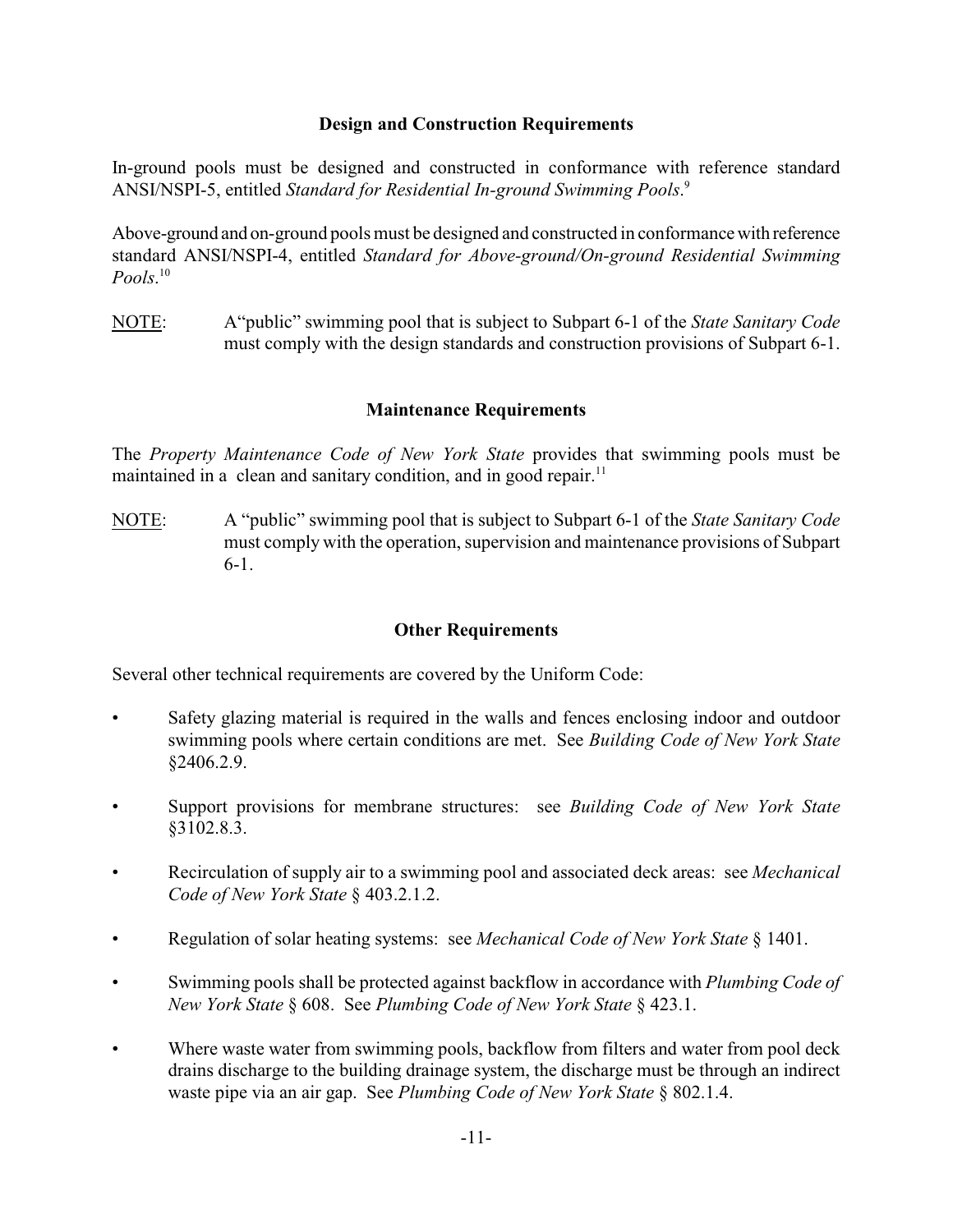## Design and Construction Requirements

In-ground pools must be designed and constructed in conformance with reference standard ANSI/NSPI-5, entitled *Standard for Residential In-ground Swimming Pools*.[9]

Above-ground and on-ground pools must be designed and constructed in conformance with reference standard ANSI/NSPI-4, entitled *Standard for Above-ground/On-ground Residential Swimming Pools*.[10]

NOTE: A"public" swimming pool that is subject to Subpart 6-1 of the *State Sanitary Code* must comply with the design standards and construction provisions of Subpart 6-1.

## Maintenance Requirements

The *Property Maintenance Code of New York State* provides that swimming pools must be maintained in a clean and sanitary condition, and in good repair.[11]

NOTE: A "public" swimming pool that is subject to Subpart 6-1 of the *State Sanitary Code* must comply with the operation, supervision and maintenance provisions of Subpart 6-1.

## Other Requirements

Several other technical requirements are covered by the Uniform Code:

- Safety glazing material is required in the walls and fences enclosing indoor and outdoor swimming pools where certain conditions are met. See *Building Code of New York State* §2406.2.9.
- Support provisions for membrane structures: see *Building Code of New York State* §3102.8.3.
- Recirculation of supply air to a swimming pool and associated deck areas: see *Mechanical Code of New York State* § 403.2.1.2.
- Regulation of solar heating systems: see *Mechanical Code of New York State* § 1401.
- Swimming pools shall be protected against backflow in accordance with *Plumbing Code of New York State* § 608. See *Plumbing Code of New York State* § 423.1.
- Where waste water from swimming pools, backflow from filters and water from pool deck drains discharge to the building drainage system, the discharge must be through an indirect waste pipe via an air gap. See *Plumbing Code of New York State* § 802.1.4.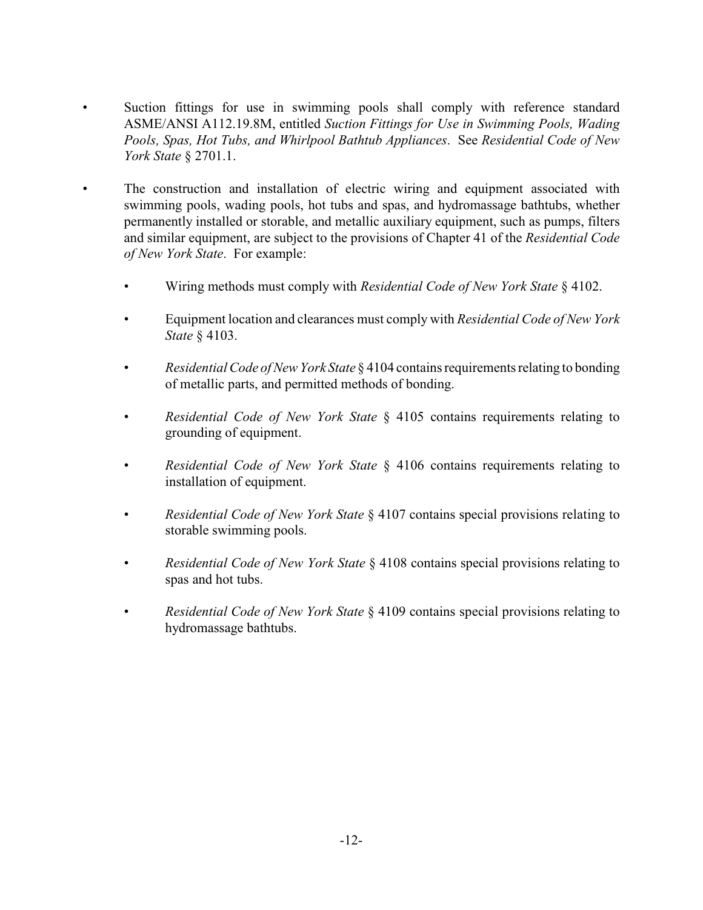- Suction fittings for use in swimming pools shall comply with reference standard ASME/ANSI A112.19.8M, entitled *Suction Fittings for Use in Swimming Pools, Wading Pools, Spas, Hot Tubs, and Whirlpool Bathtub Appliances*. See *Residential Code of New York State* § 2701.1.

- The construction and installation of electric wiring and equipment associated with swimming pools, wading pools, hot tubs and spas, and hydromassage bathtubs, whether permanently installed or storable, and metallic auxiliary equipment, such as pumps, filters and similar equipment, are subject to the provisions of Chapter 41 of the *Residential Code of New York State*. For example:

  - Wiring methods must comply with *Residential Code of New York State* § 4102.

  - Equipment location and clearances must comply with *Residential Code of New York State* § 4103.

  - *Residential Code of New York State* § 4104 contains requirements relating to bonding of metallic parts, and permitted methods of bonding.

  - *Residential Code of New York State* § 4105 contains requirements relating to grounding of equipment.

  - *Residential Code of New York State* § 4106 contains requirements relating to installation of equipment.

  - *Residential Code of New York State* § 4107 contains special provisions relating to storable swimming pools.

  - *Residential Code of New York State* § 4108 contains special provisions relating to spas and hot tubs.

  - *Residential Code of New York State* § 4109 contains special provisions relating to hydromassage bathtubs.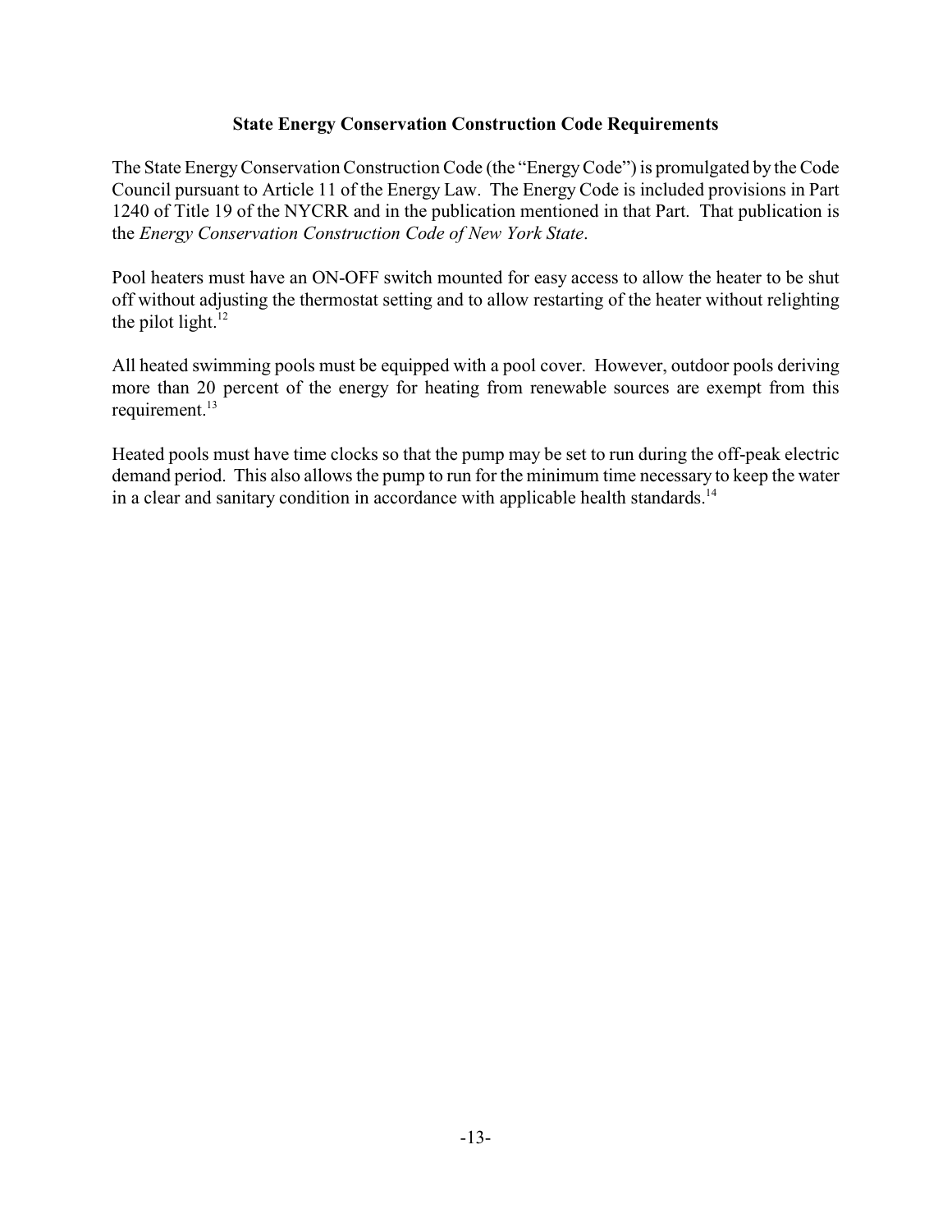## State Energy Conservation Construction Code Requirements

The State Energy Conservation Construction Code (the "Energy Code") is promulgated by the Code Council pursuant to Article 11 of the Energy Law. The Energy Code is included provisions in Part 1240 of Title 19 of the NYCRR and in the publication mentioned in that Part. That publication is the *Energy Conservation Construction Code of New York State*.

Pool heaters must have an ON-OFF switch mounted for easy access to allow the heater to be shut off without adjusting the thermostat setting and to allow restarting of the heater without relighting the pilot light.[12]

All heated swimming pools must be equipped with a pool cover. However, outdoor pools deriving more than 20 percent of the energy for heating from renewable sources are exempt from this requirement.[13]

Heated pools must have time clocks so that the pump may be set to run during the off-peak electric demand period. This also allows the pump to run for the minimum time necessary to keep the water in a clear and sanitary condition in accordance with applicable health standards.[14]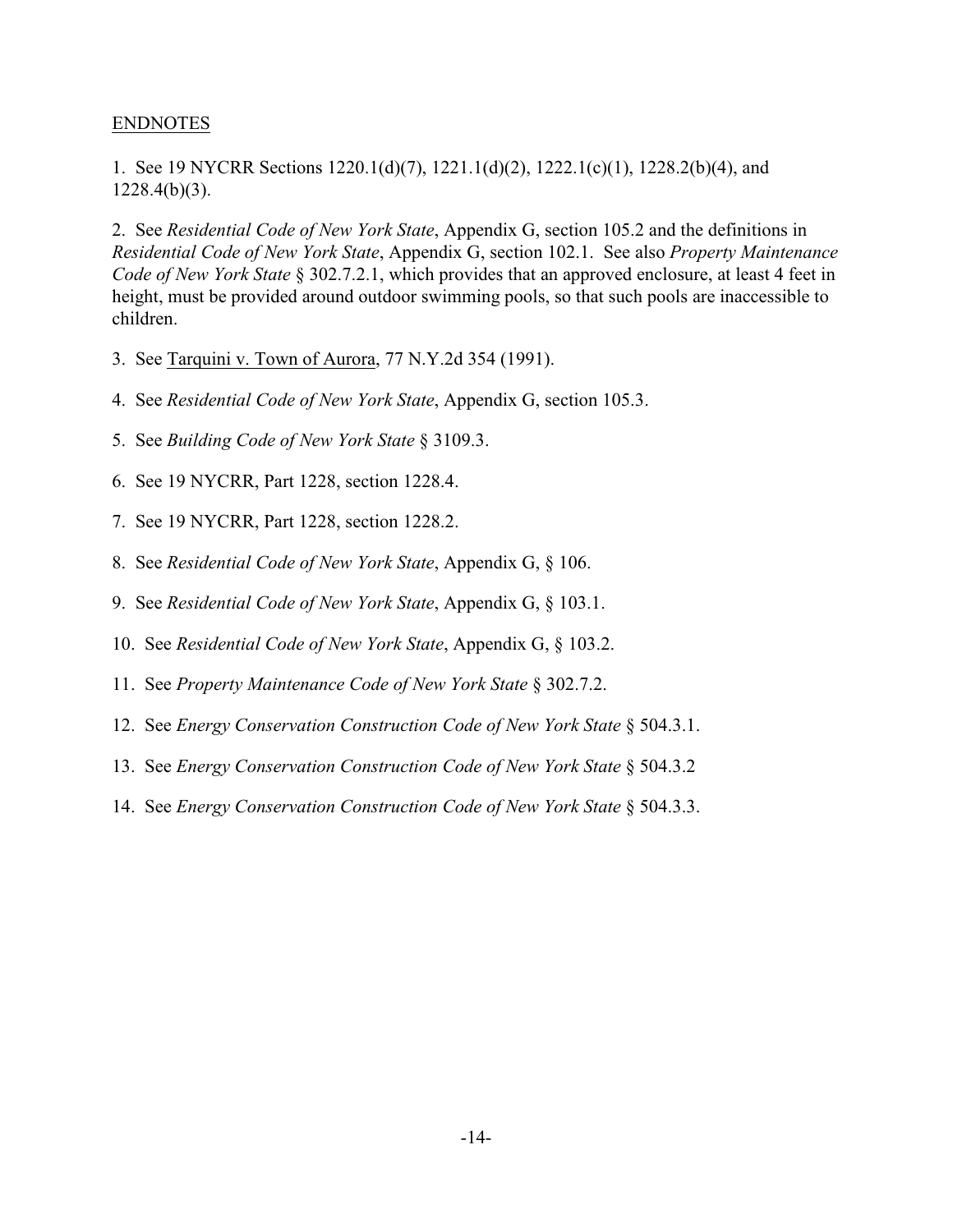## ENDNOTES

1. See 19 NYCRR Sections 1220.1(d)(7), 1221.1(d)(2), 1222.1(c)(1), 1228.2(b)(4), and 1228.4(b)(3).

2. See *Residential Code of New York State*, Appendix G, section 105.2 and the definitions in *Residential Code of New York State*, Appendix G, section 102.1. See also *Property Maintenance Code of New York State* § 302.7.2.1, which provides that an approved enclosure, at least 4 feet in height, must be provided around outdoor swimming pools, so that such pools are inaccessible to children.

3. See Tarquini v. Town of Aurora, 77 N.Y.2d 354 (1991).

4. See *Residential Code of New York State*, Appendix G, section 105.3.

5. See *Building Code of New York State* § 3109.3.

6. See 19 NYCRR, Part 1228, section 1228.4.

7. See 19 NYCRR, Part 1228, section 1228.2.

8. See *Residential Code of New York State*, Appendix G, § 106.

9. See *Residential Code of New York State*, Appendix G, § 103.1.

10. See *Residential Code of New York State*, Appendix G, § 103.2.

11. See *Property Maintenance Code of New York State* § 302.7.2.

12. See *Energy Conservation Construction Code of New York State* § 504.3.1.

13. See *Energy Conservation Construction Code of New York State* § 504.3.2

14. See *Energy Conservation Construction Code of New York State* § 504.3.3.